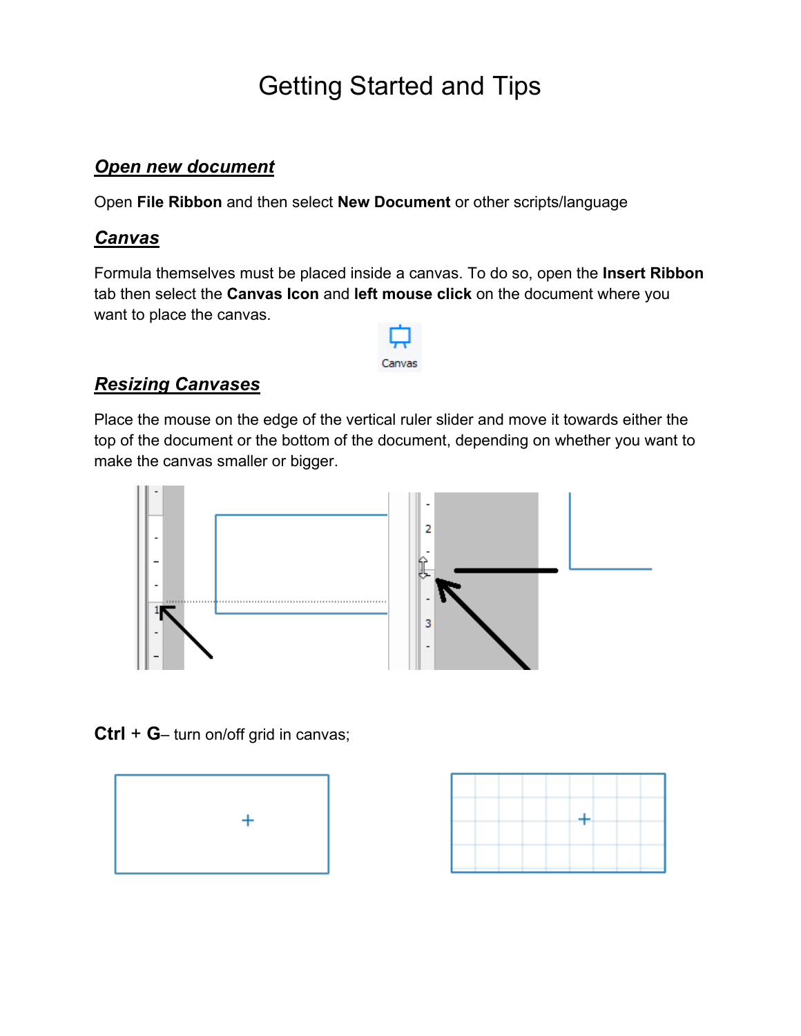# Getting Started and Tips

## ***Open new document***

Open **File Ribbon** and then select **New Document** or other scripts/language

## ***Canvas***

Formula themselves must be placed inside a canvas. To do so, open the **Insert Ribbon** tab then select the **Canvas Icon** and **left mouse click** on the document where you want to place the canvas.

## ***Resizing Canvases***

Place the mouse on the edge of the vertical ruler slider and move it towards either the top of the document or the bottom of the document, depending on whether you want to make the canvas smaller or bigger.

**Ctrl** + **G**– turn on/off grid in canvas;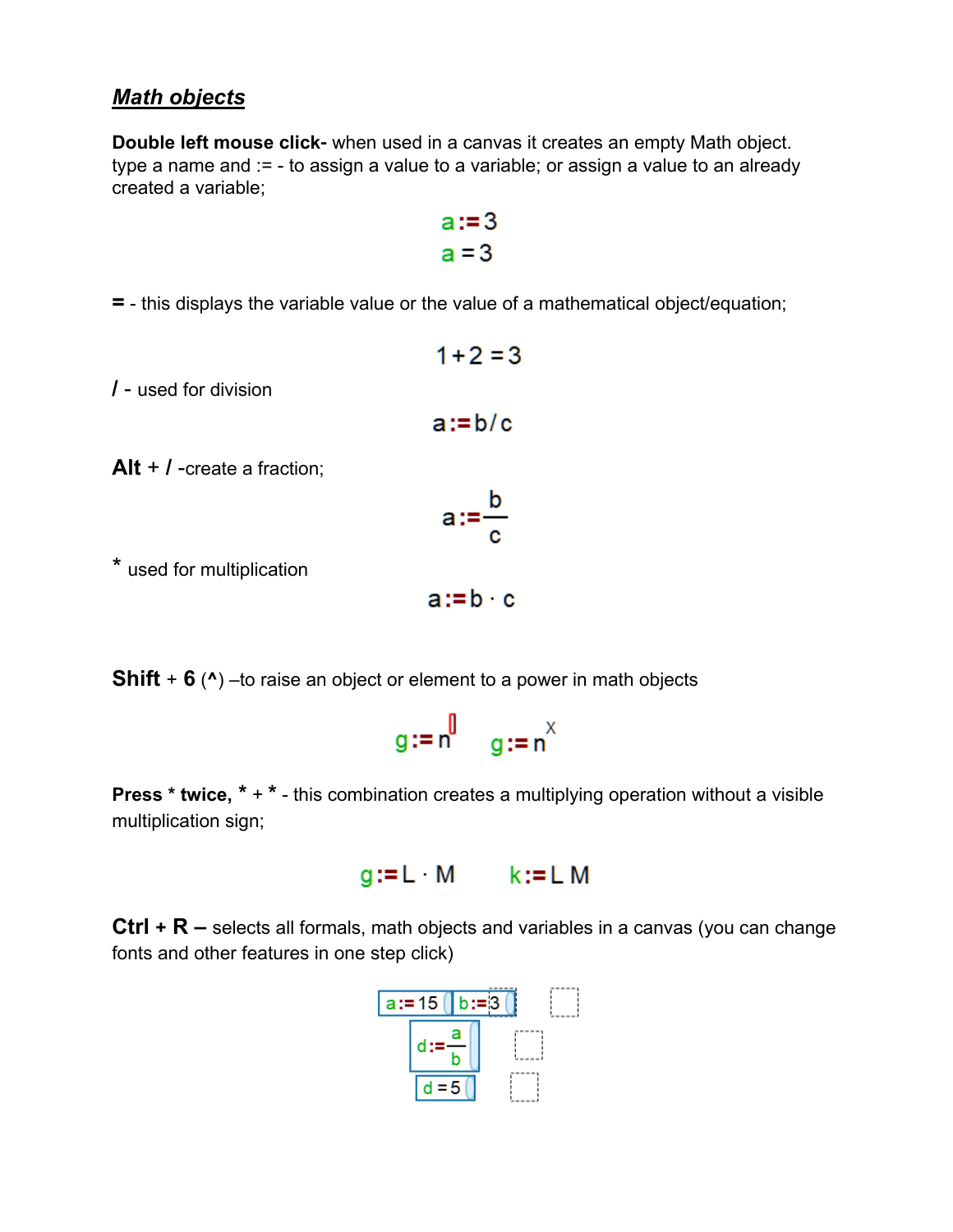## ***Math objects***

**Double left mouse click-** when used in a canvas it creates an empty Math object. type a name and := - to assign a value to a variable; or assign a value to an already created a variable;

$$a := 3$$
$$a = 3$$

**=** - this displays the variable value or the value of a mathematical object/equation;

$$1 + 2 = 3$$

**/** - used for division

$$a := b / c$$

**Alt** + **/** -create a fraction;

$$a := \frac{b}{c}$$

\* used for multiplication

$$a := b \cdot c$$

**Shift** + **6** (**^**) –to raise an object or element to a power in math objects

$$g := n^{\square} \qquad g := n^{x}$$

**Press \* twice, \*** + **\*** - this combination creates a multiplying operation without a visible multiplication sign;

$$g := L \cdot M \qquad k := L\ M$$

**Ctrl** + **R –** selects all formals, math objects and variables in a canvas (you can change fonts and other features in one step click)

$$a := 15 \quad b := 3$$
$$d := \frac{a}{b}$$
$$d = 5$$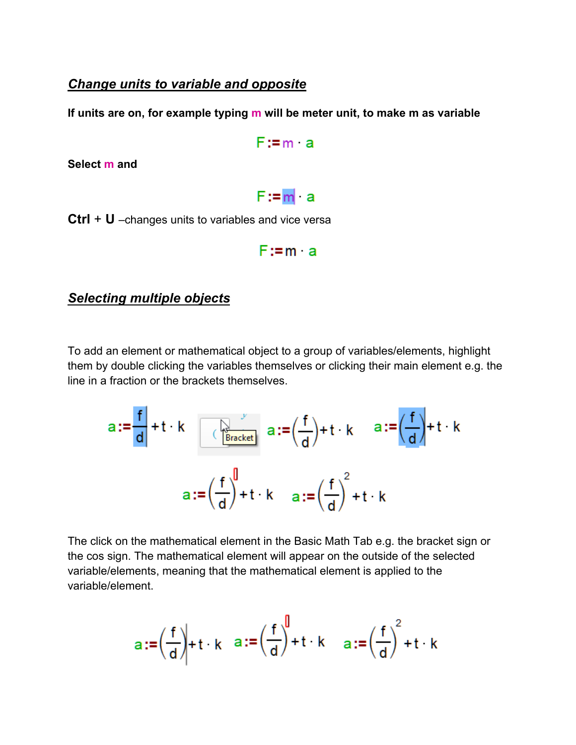## ***Change units to variable and opposite***

**If units are on, for example typing m will be meter unit, to make m as variable**

$$F := m \cdot a$$

**Select m and**

$$F := m \cdot a$$

**Ctrl** + **U** –changes units to variables and vice versa

$$F := m \cdot a$$

## ***Selecting multiple objects***

To add an element or mathematical object to a group of variables/elements, highlight them by double clicking the variables themselves or clicking their main element e.g. the line in a fraction or the brackets themselves.

$$a := \frac{f}{d} + t \cdot k \quad \text{Bracket} \quad a := \left(\frac{f}{d}\right) + t \cdot k \quad a := \left(\frac{f}{d}\right) + t \cdot k$$

$$a := \left(\frac{f}{d}\right)^{\square} + t \cdot k \quad a := \left(\frac{f}{d}\right)^{2} + t \cdot k$$

The click on the mathematical element in the Basic Math Tab e.g. the bracket sign or the cos sign. The mathematical element will appear on the outside of the selected variable/elements, meaning that the mathematical element is applied to the variable/element.

$$a := \left(\frac{f}{d}\right) + t \cdot k \quad a := \left(\frac{f}{d}\right)^{\square} + t \cdot k \quad a := \left(\frac{f}{d}\right)^{2} + t \cdot k$$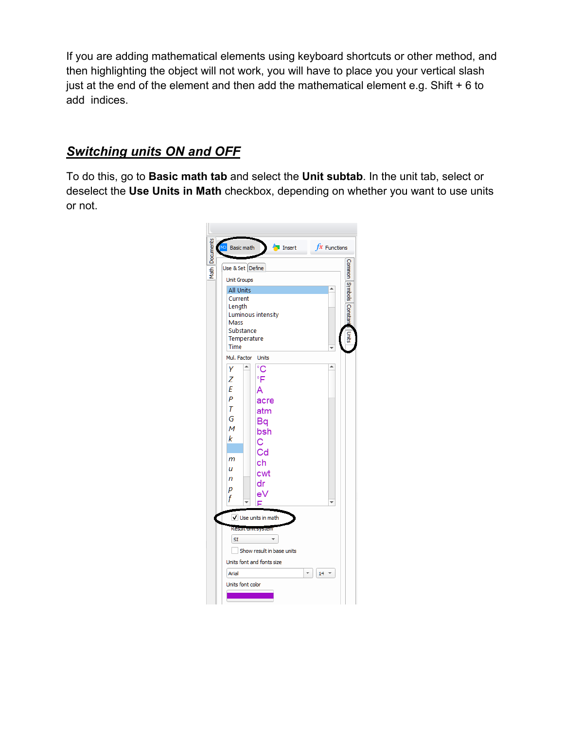If you are adding mathematical elements using keyboard shortcuts or other method, and then highlighting the object will not work, you will have to place you your vertical slash just at the end of the element and then add the mathematical element e.g. Shift + 6 to add  indices.

## ***Switching units ON and OFF***

To do this, go to **Basic math tab** and select the **Unit subtab**. In the unit tab, select or deselect the **Use Units in Math** checkbox, depending on whether you want to use units or not.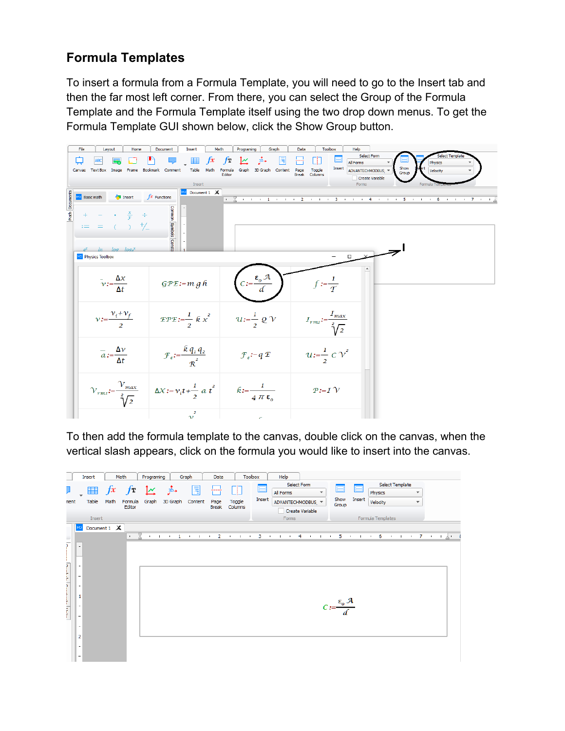## Formula Templates

To insert a formula from a Formula Template, you will need to go to the Insert tab and then the far most left corner. From there, you can select the Group of the Formula Template and the Formula Template itself using the two drop down menus. To get the Formula Template GUI shown below, click the Show Group button.

To then add the formula template to the canvas, double click on the canvas, when the vertical slash appears, click on the formula you would like to insert into the canvas.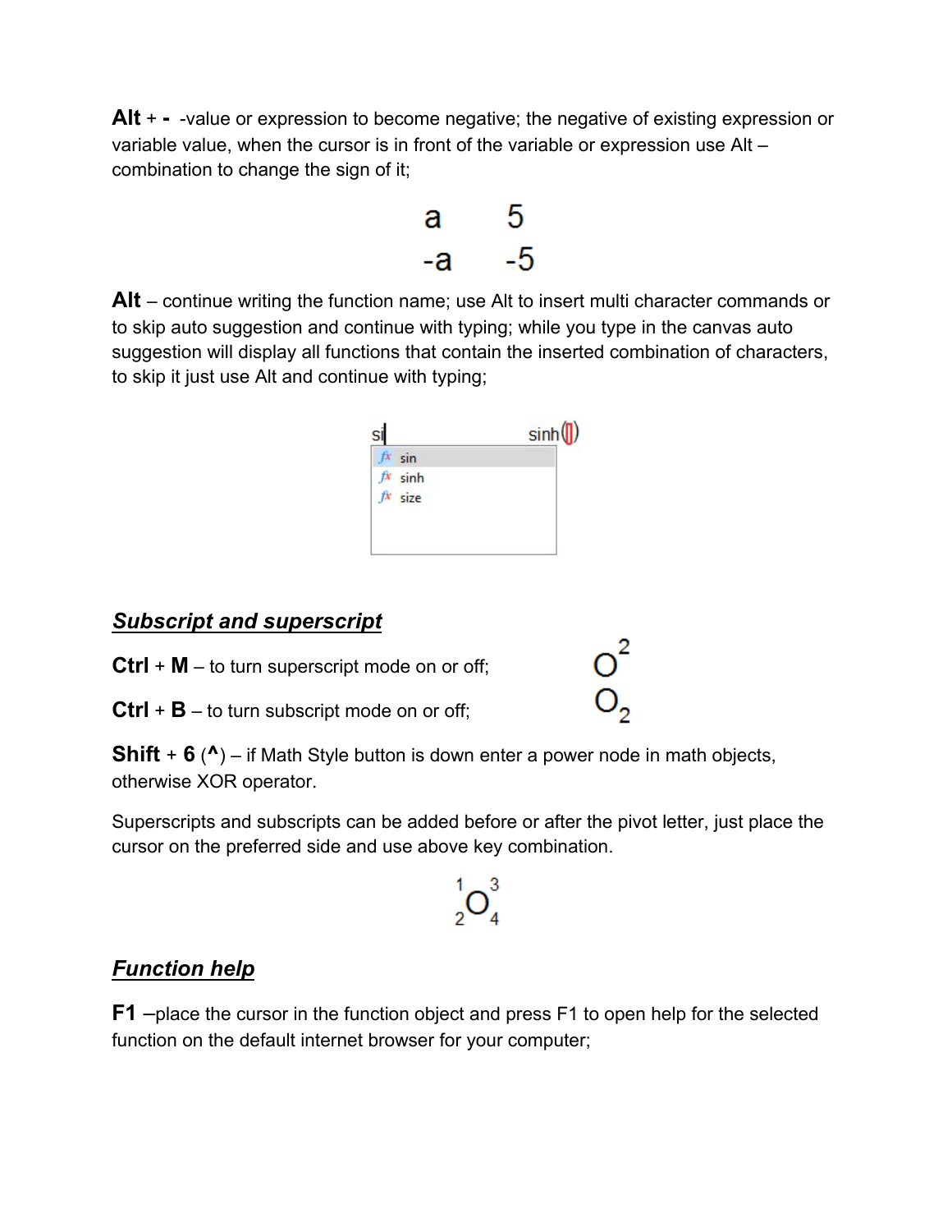**Alt** + **-** -value or expression to become negative; the negative of existing expression or variable value, when the cursor is in front of the variable or expression use Alt – combination to change the sign of it;

a 5
-a -5

**Alt** – continue writing the function name; use Alt to insert multi character commands or to skip auto suggestion and continue with typing; while you type in the canvas auto suggestion will display all functions that contain the inserted combination of characters, to skip it just use Alt and continue with typing;

### ***Subscript and superscript***

**Ctrl** + **M** – to turn superscript mode on or off; $O^2$

**Ctrl** + **B** – to turn subscript mode on or off; $O_2$

**Shift** + **6** (**^**) – if Math Style button is down enter a power node in math objects, otherwise XOR operator.

Superscripts and subscripts can be added before or after the pivot letter, just place the cursor on the preferred side and use above key combination.

$${}^{1}_{2}O^{3}_{4}$$

### ***Function help***

**F1** –place the cursor in the function object and press F1 to open help for the selected function on the default internet browser for your computer;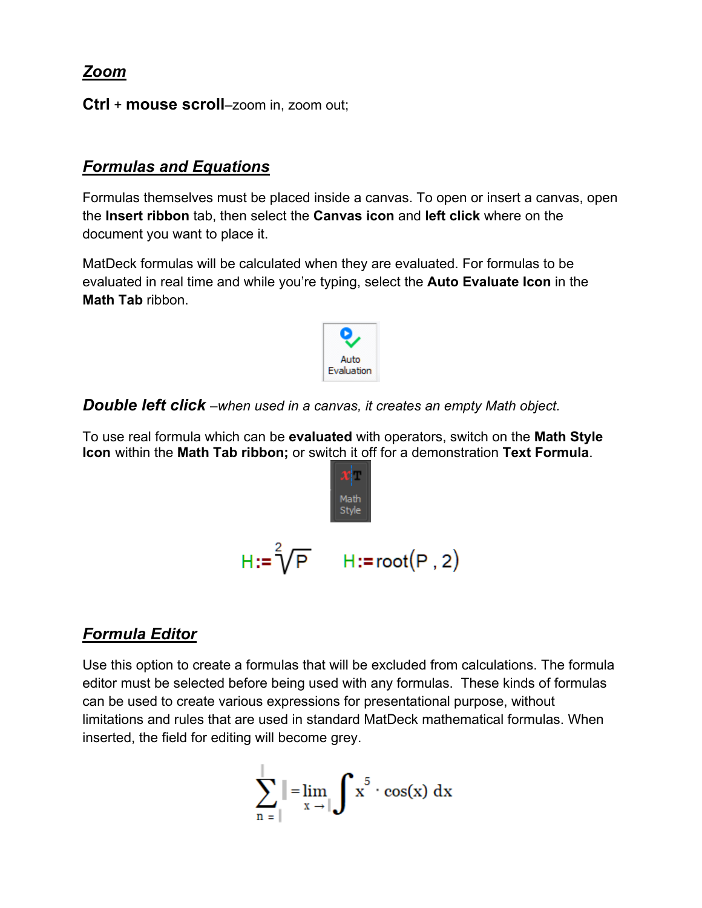## ***Zoom***

**Ctrl** + **mouse scroll**–zoom in, zoom out;

## ***Formulas and Equations***

Formulas themselves must be placed inside a canvas. To open or insert a canvas, open the **Insert ribbon** tab, then select the **Canvas icon** and **left click** where on the document you want to place it.

MatDeck formulas will be calculated when they are evaluated. For formulas to be evaluated in real time and while you're typing, select the **Auto Evaluate Icon** in the **Math Tab** ribbon.

Auto Evaluation

***Double left click*** *–when used in a canvas, it creates an empty Math object.*

To use real formula which can be **evaluated** with operators, switch on the **Math Style Icon** within the **Math Tab ribbon;** or switch it off for a demonstration **Text Formula**.

Math Style

$$H := \sqrt[2]{P} \qquad H := \text{root}(P\ ,\ 2)$$

## ***Formula Editor***

Use this option to create a formulas that will be excluded from calculations. The formula editor must be selected before being used with any formulas. These kinds of formulas can be used to create various expressions for presentational purpose, without limitations and rules that are used in standard MatDeck mathematical formulas. When inserted, the field for editing will become grey.

$$\sum_{n=} = \lim_{x \to} \int x^5 \cdot \cos(x)\, dx$$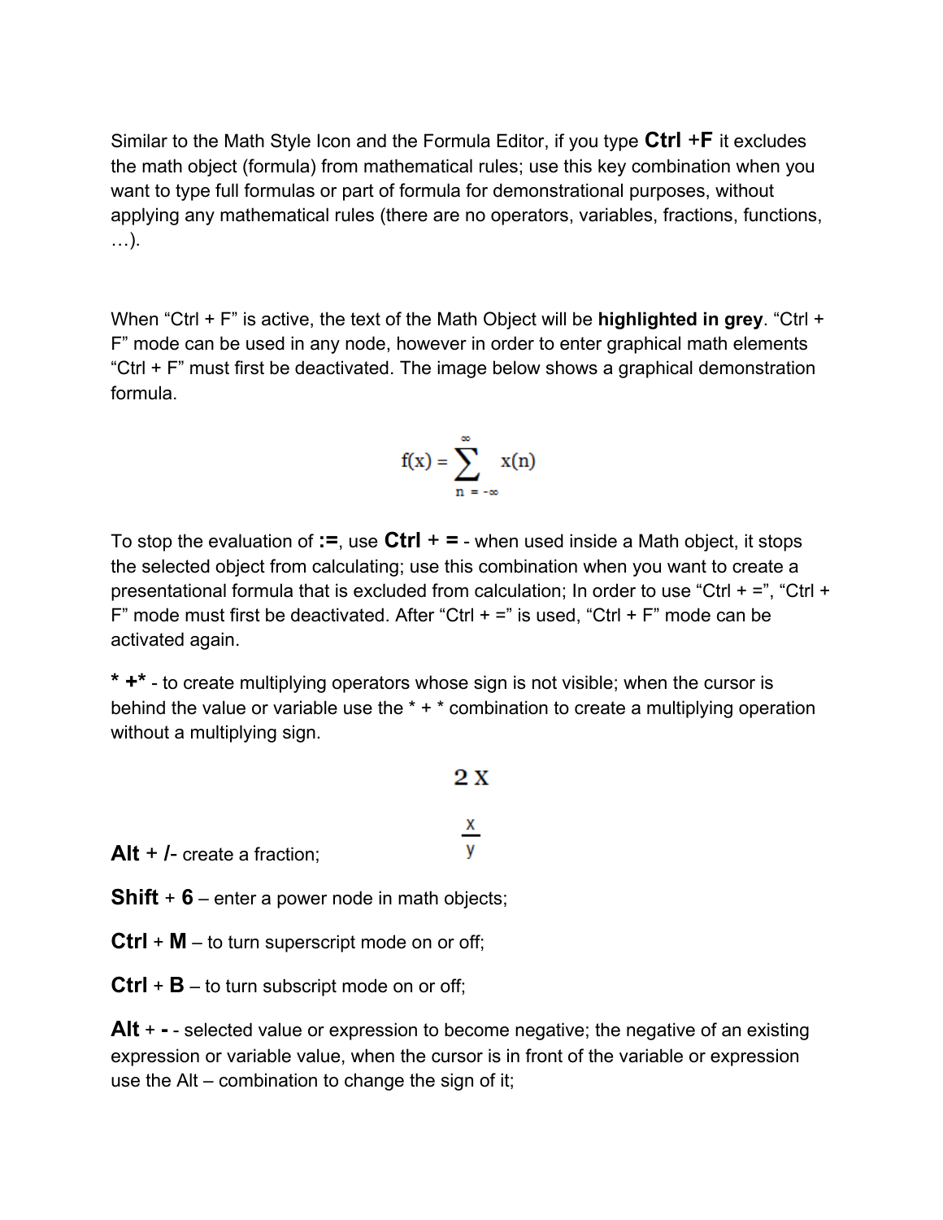Similar to the Math Style Icon and the Formula Editor, if you type **Ctrl** +**F** it excludes the math object (formula) from mathematical rules; use this key combination when you want to type full formulas or part of formula for demonstrational purposes, without applying any mathematical rules (there are no operators, variables, fractions, functions, …).

When "Ctrl + F" is active, the text of the Math Object will be **highlighted in grey**. "Ctrl + F" mode can be used in any node, however in order to enter graphical math elements "Ctrl + F" must first be deactivated. The image below shows a graphical demonstration formula.

$$f(x) = \sum_{n = -\infty}^{\infty} x(n)$$

To stop the evaluation of **:=**, use **Ctrl** + **=** - when used inside a Math object, it stops the selected object from calculating; use this combination when you want to create a presentational formula that is excluded from calculation; In order to use "Ctrl + =", "Ctrl + F" mode must first be deactivated. After "Ctrl + =" is used, "Ctrl + F" mode can be activated again.

**\* +\*** - to create multiplying operators whose sign is not visible; when the cursor is behind the value or variable use the * + * combination to create a multiplying operation without a multiplying sign.

$$2\,x$$

**Alt** + **/**- create a fraction; $\frac{x}{y}$

**Shift** + **6** – enter a power node in math objects;

**Ctrl** + **M** – to turn superscript mode on or off;

**Ctrl** + **B** – to turn subscript mode on or off;

**Alt** + **-** - selected value or expression to become negative; the negative of an existing expression or variable value, when the cursor is in front of the variable or expression use the Alt – combination to change the sign of it;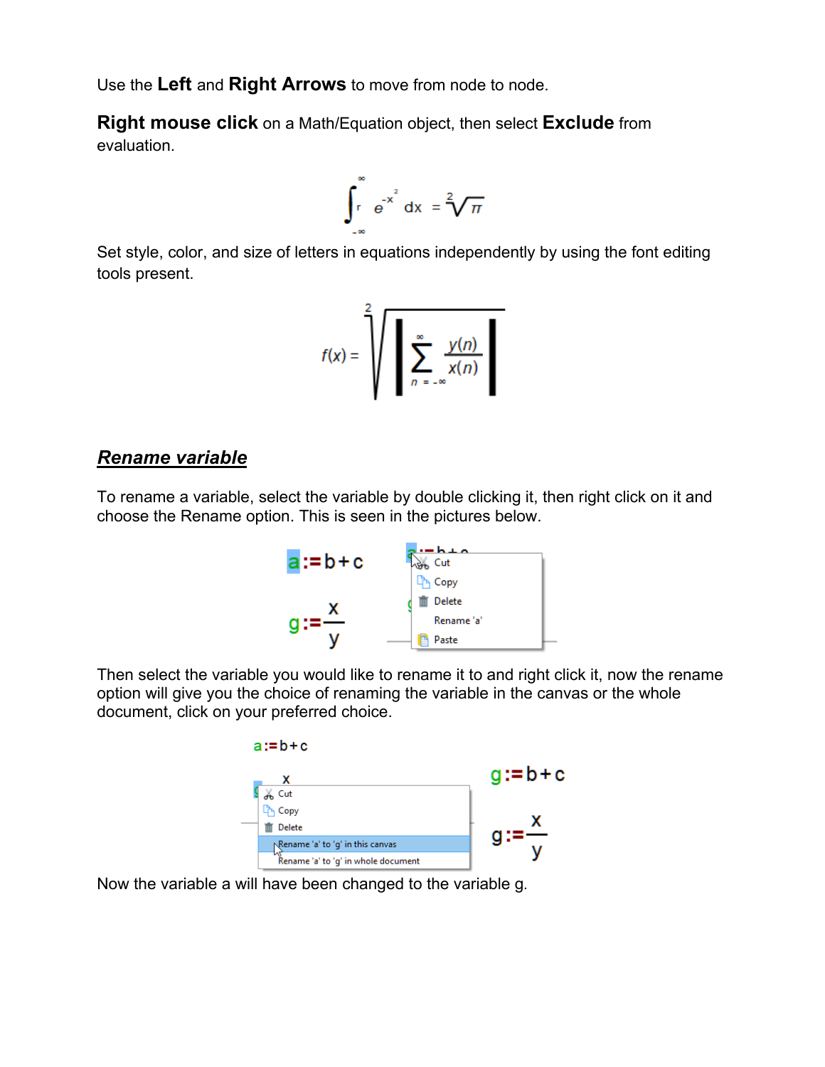Use the **Left** and **Right Arrows** to move from node to node.

**Right mouse click** on a Math/Equation object, then select **Exclude** from evaluation.

$$\int_{-\infty}^{\infty} e^{-x^2} dx = \sqrt[2]{\pi}$$

Set style, color, and size of letters in equations independently by using the font editing tools present.

$$f(x) = \sqrt[2]{\left| \sum_{n=-\infty}^{\infty} \frac{y(n)}{x(n)} \right|}$$

## ***Rename variable***

To rename a variable, select the variable by double clicking it, then right click on it and choose the Rename option. This is seen in the pictures below.

$a := b + c$

$g := \frac{x}{y}$

Cut
Copy
Delete
Rename 'a'
Paste

Then select the variable you would like to rename it to and right click it, now the rename option will give you the choice of renaming the variable in the canvas or the whole document, click on your preferred choice.

$a := b + c$

Cut
Copy
Delete
Rename 'a' to 'g' in this canvas
Rename 'a' to 'g' in whole document

$g := b + c$

$g := \frac{x}{y}$

Now the variable a will have been changed to the variable g.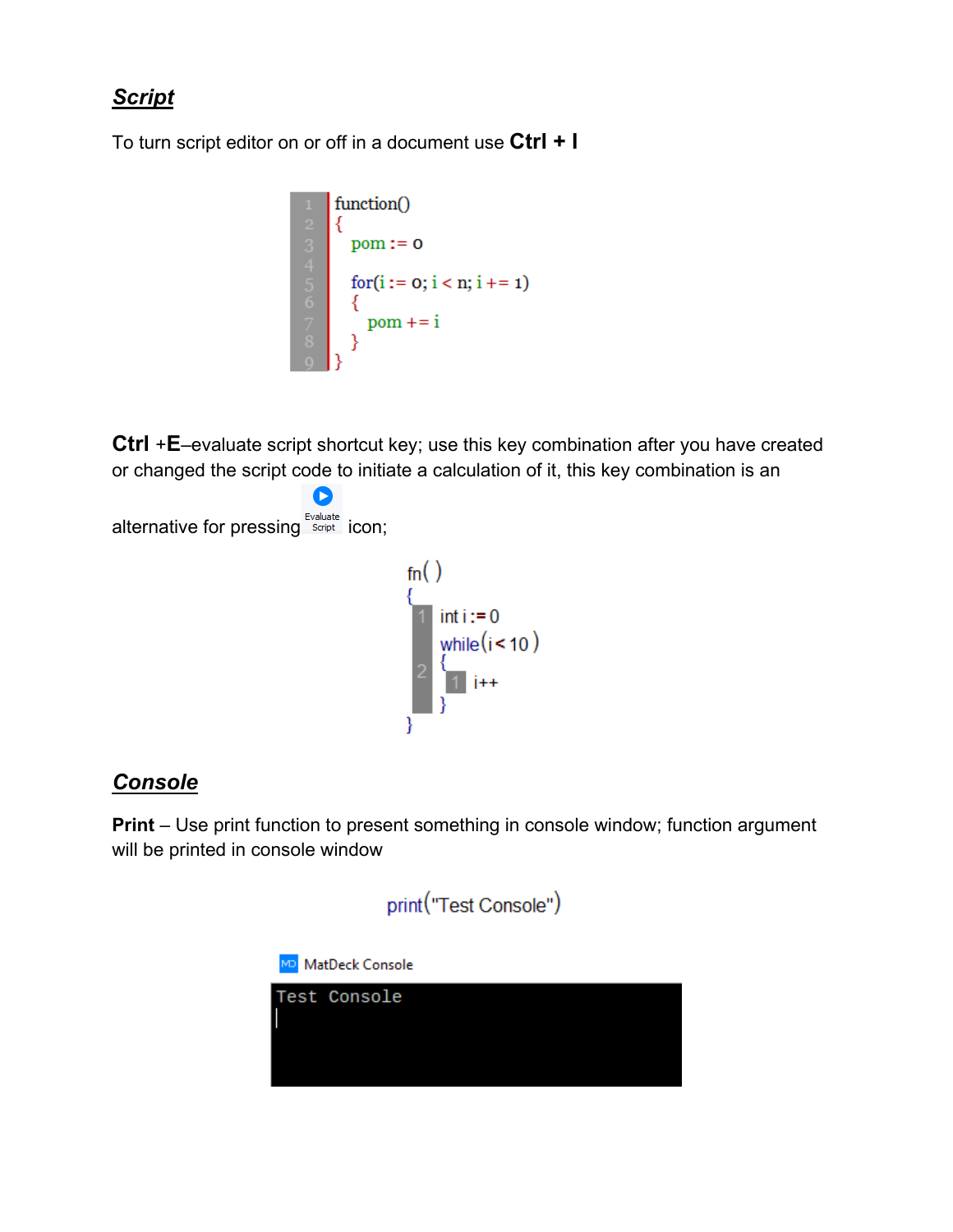## ***Script***

To turn script editor on or off in a document use **Ctrl + I**

```
1  function()
2  {
3    pom := 0
4
5    for(i := 0; i < n; i += 1)
6    {
7      pom += i
8    }
9  }
```

**Ctrl** +**E**–evaluate script shortcut key; use this key combination after you have created or changed the script code to initiate a calculation of it, this key combination is an alternative for pressing Evaluate Script icon;

```
fn( )
{
  int i := 0
  while(i < 10)
  {
    i++
  }
}
```

## ***Console***

**Print** – Use print function to present something in console window; function argument will be printed in console window

```
print("Test Console")
```

MatDeck Console

```
Test Console
```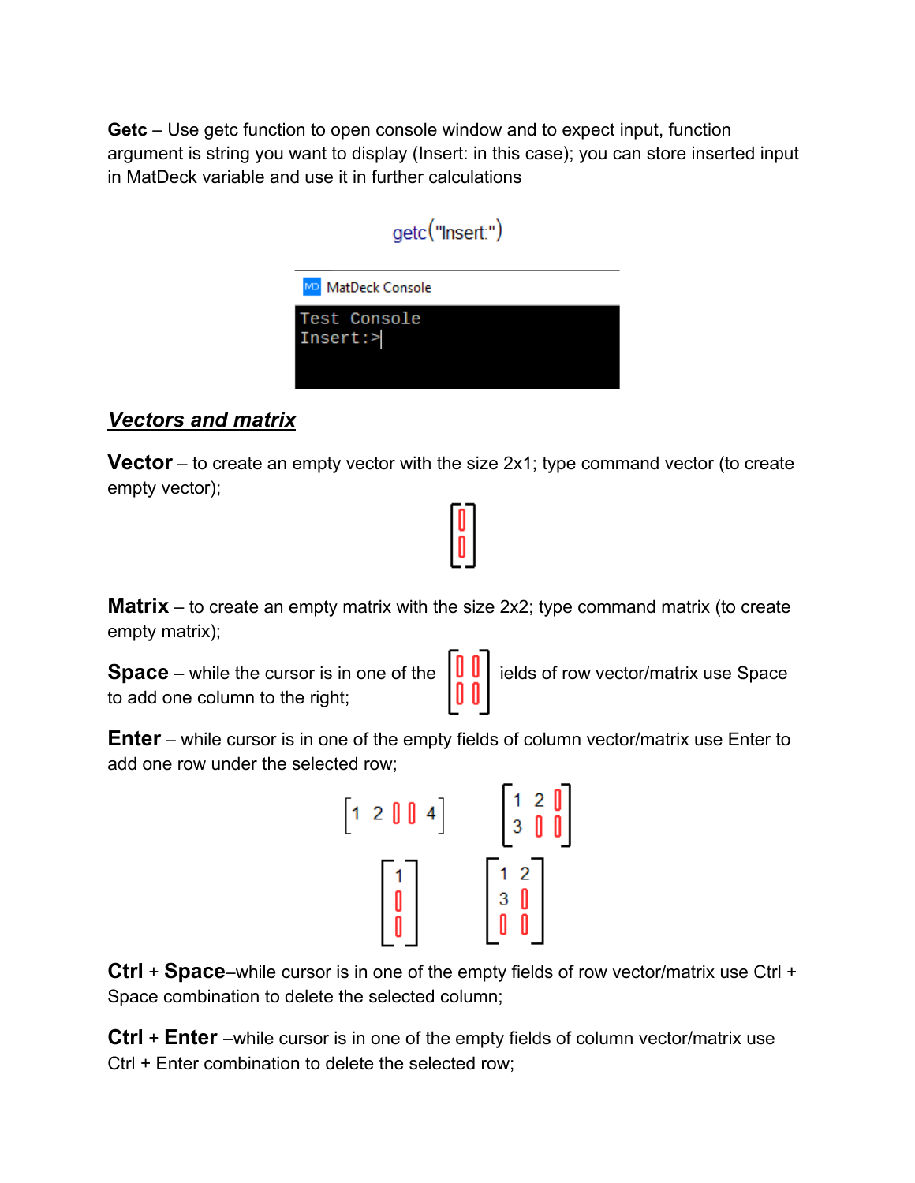**Getc** – Use getc function to open console window and to expect input, function argument is string you want to display (Insert: in this case); you can store inserted input in MatDeck variable and use it in further calculations

getc("Insert:")

```
Test Console
Insert:>
```

## ***Vectors and matrix***

**Vector** – to create an empty vector with the size 2x1; type command vector (to create empty vector);

**Matrix** – to create an empty matrix with the size 2x2; type command matrix (to create empty matrix);

**Space** – while the cursor is in one of the ields of row vector/matrix use Space to add one column to the right;

**Enter** – while cursor is in one of the empty fields of column vector/matrix use Enter to add one row under the selected row;

**Ctrl + Space**–while cursor is in one of the empty fields of row vector/matrix use Ctrl + Space combination to delete the selected column;

**Ctrl + Enter** –while cursor is in one of the empty fields of column vector/matrix use Ctrl + Enter combination to delete the selected row;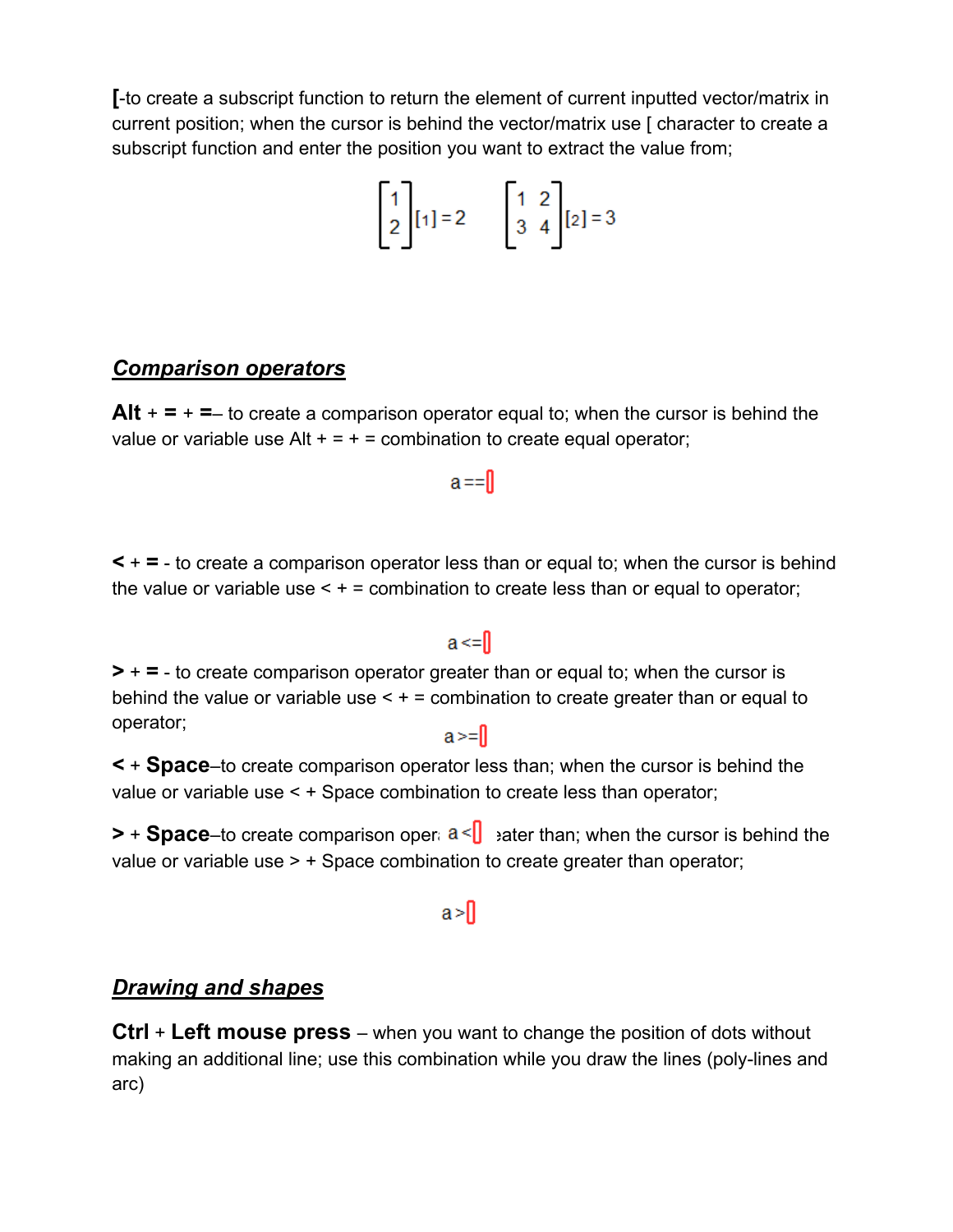**[**-to create a subscript function to return the element of current inputted vector/matrix in current position; when the cursor is behind the vector/matrix use [ character to create a subscript function and enter the position you want to extract the value from;

$$\begin{bmatrix}1\\2\end{bmatrix}[1]=2 \qquad \begin{bmatrix}1&2\\3&4\end{bmatrix}[2]=3$$

## ***Comparison operators***

**Alt** + **=** + **=**– to create a comparison operator equal to; when the cursor is behind the value or variable use Alt + = + = combination to create equal operator;

a==▯

**<** + **=** - to create a comparison operator less than or equal to; when the cursor is behind the value or variable use < + = combination to create less than or equal to operator;

a<=▯

**>** + **=** - to create comparison operator greater than or equal to; when the cursor is behind the value or variable use < + = combination to create greater than or equal to operator;

a>=▯

**<** + **Space**–to create comparison operator less than; when the cursor is behind the value or variable use < + Space combination to create less than operator;

a<▯

**>** + **Space**–to create comparison operator greater than; when the cursor is behind the value or variable use > + Space combination to create greater than operator;

a>▯

## ***Drawing and shapes***

**Ctrl** + **Left mouse press** – when you want to change the position of dots without making an additional line; use this combination while you draw the lines (poly-lines and arc)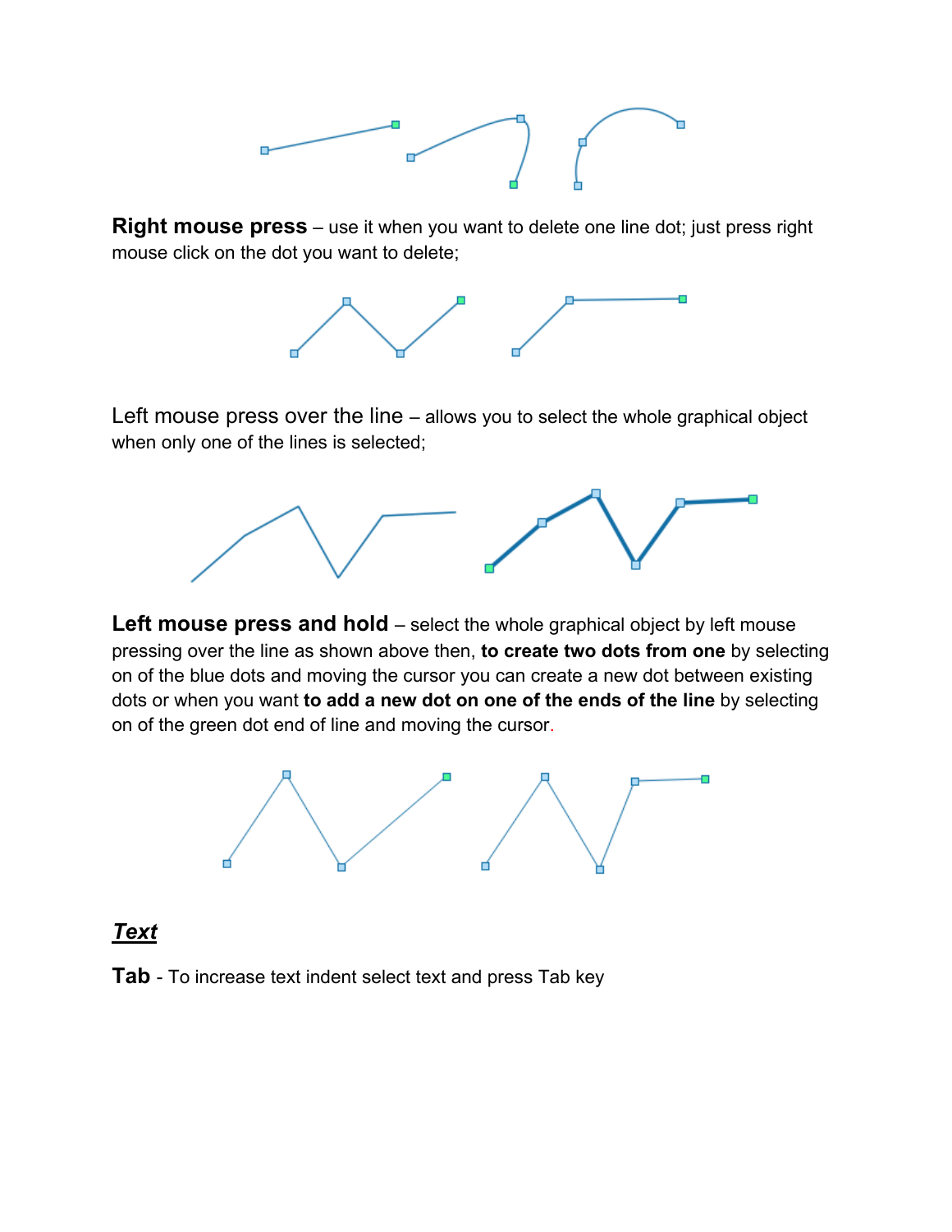**Right mouse press** – use it when you want to delete one line dot; just press right mouse click on the dot you want to delete;

Left mouse press over the line – allows you to select the whole graphical object when only one of the lines is selected;

**Left mouse press and hold** – select the whole graphical object by left mouse pressing over the line as shown above then, **to create two dots from one** by selecting on of the blue dots and moving the cursor you can create a new dot between existing dots or when you want **to add a new dot on one of the ends of the line** by selecting on of the green dot end of line and moving the cursor.

## ***Text***

**Tab** - To increase text indent select text and press Tab key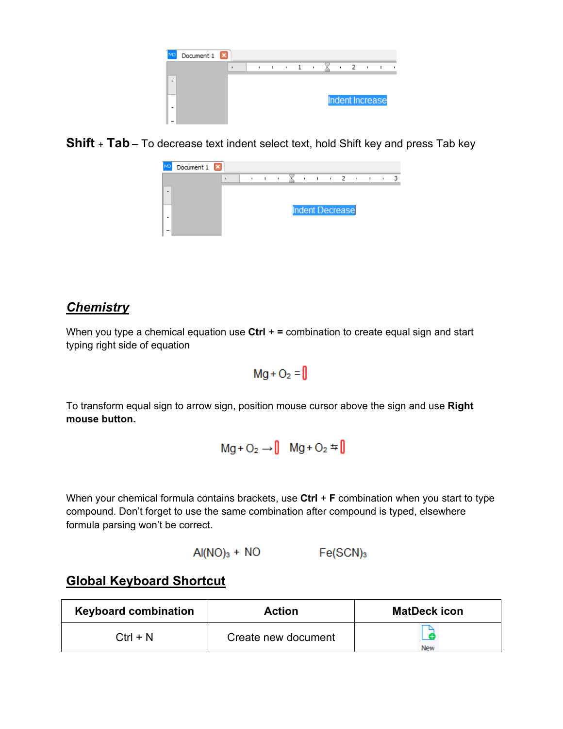**Shift** + **Tab** – To decrease text indent select text, hold Shift key and press Tab key

## ***Chemistry***

When you type a chemical equation use **Ctrl** + **=** combination to create equal sign and start typing right side of equation

$$Mg + O_2 =$$

To transform equal sign to arrow sign, position mouse cursor above the sign and use **Right mouse button.**

$$Mg + O_2 \rightarrow \quad Mg + O_2 \leftrightarrows$$

When your chemical formula contains brackets, use **Ctrl** + **F** combination when you start to type compound. Don't forget to use the same combination after compound is typed, elsewhere formula parsing won't be correct.

$$Al(NO)_3 + NO \qquad Fe(SCN)_3$$

## Global Keyboard Shortcut

| Keyboard combination | Action | MatDeck icon |
|---|---|---|
| Ctrl + N | Create new document | New |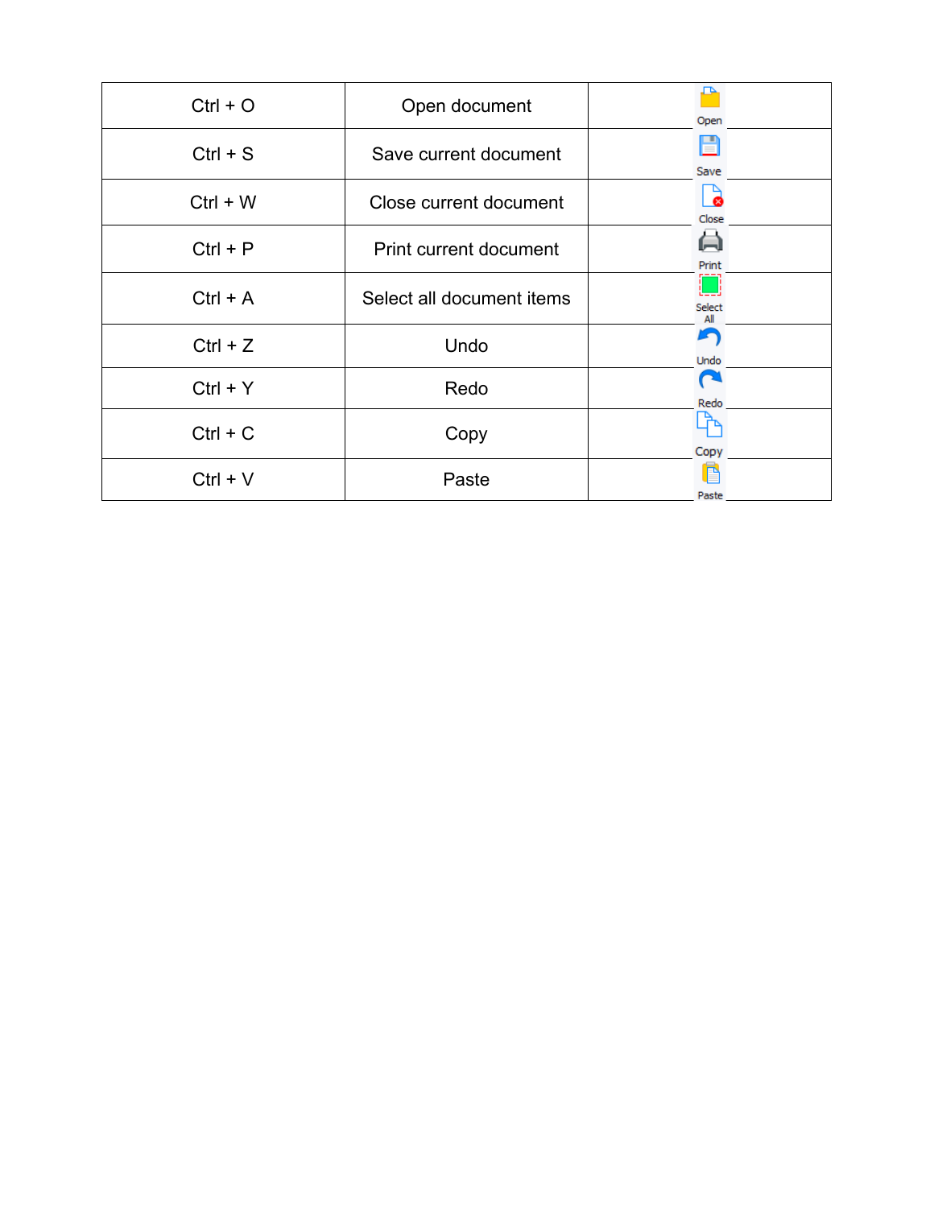| | | |
|---|---|---|
| Ctrl + O | Open document | Open |
| Ctrl + S | Save current document | Save |
| Ctrl + W | Close current document | Close |
| Ctrl + P | Print current document | Print |
| Ctrl + A | Select all document items | Select All |
| Ctrl + Z | Undo | Undo |
| Ctrl + Y | Redo | Redo |
| Ctrl + C | Copy | Copy |
| Ctrl + V | Paste | Paste |